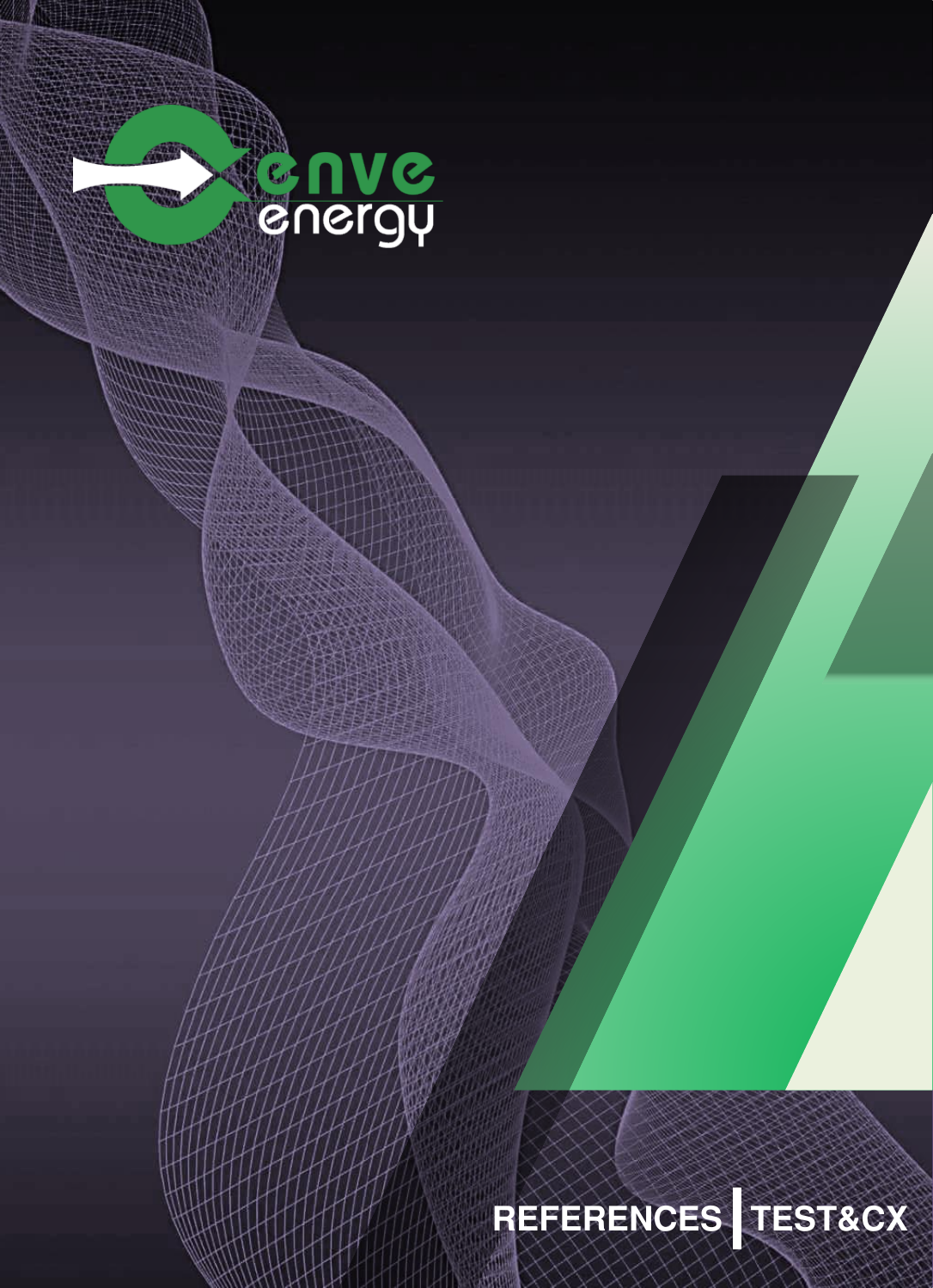enve energy

# REFERENCES | TEST&CX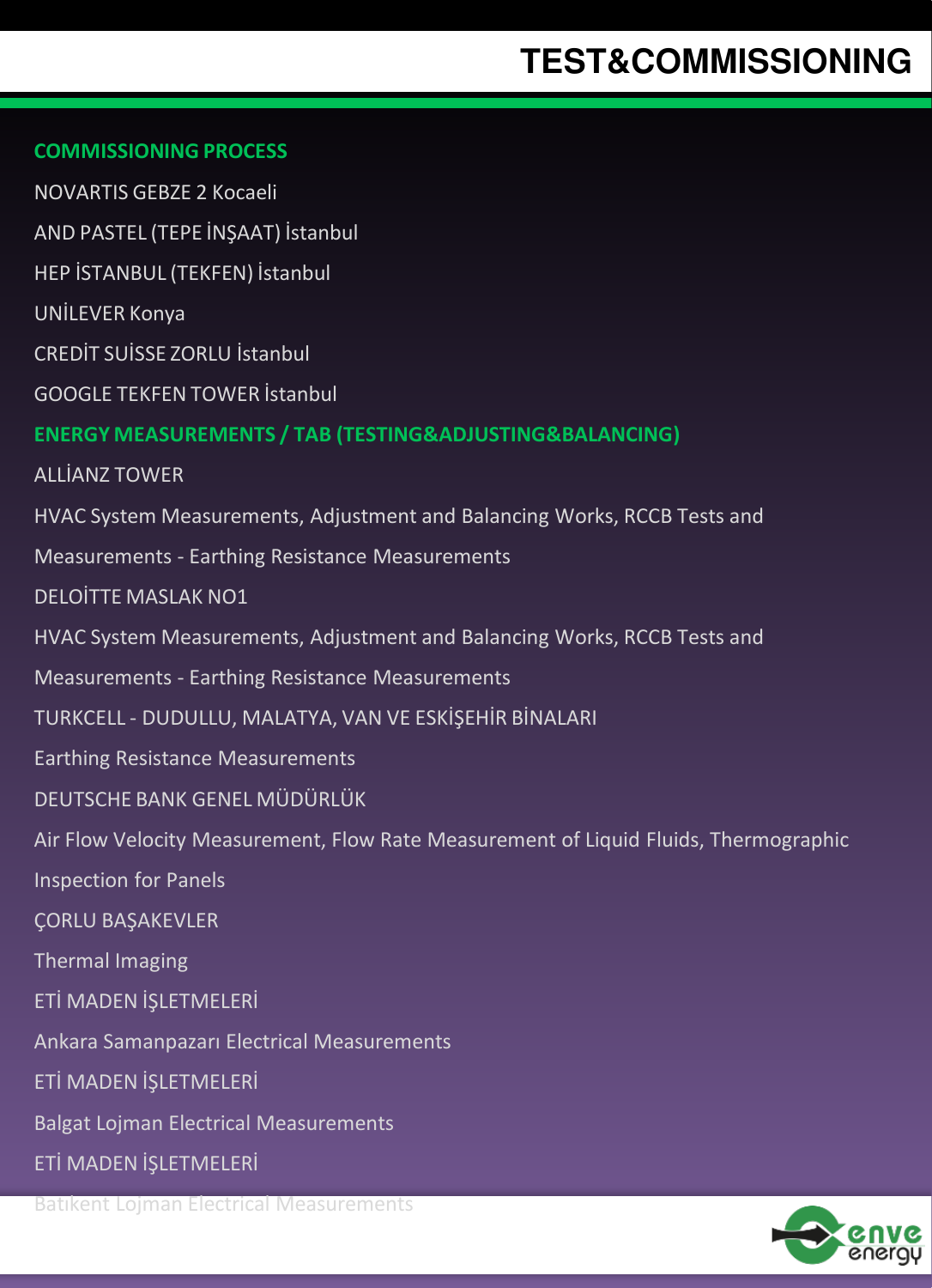# TEST&COMMISSIONING

## COMMISSIONING PROCESS

NOVARTIS GEBZE 2 Kocaeli

AND PASTEL (TEPE İNŞAAT) İstanbul

HEP İSTANBUL (TEKFEN) İstanbul

UNİLEVER Konya

CREDİT SUİSSE ZORLU İstanbul

GOOGLE TEKFEN TOWER İstanbul

## ENERGY MEASUREMENTS / TAB (TESTING&ADJUSTING&BALANCING)

ALLİANZ TOWER

HVAC System Measurements, Adjustment and Balancing Works, RCCB Tests and Measurements - Earthing Resistance Measurements

DELOİTTE MASLAK NO1

HVAC System Measurements, Adjustment and Balancing Works, RCCB Tests and Measurements - Earthing Resistance Measurements

TURKCELL - DUDULLU, MALATYA, VAN VE ESKİŞEHİR BİNALARI

Earthing Resistance Measurements

DEUTSCHE BANK GENEL MÜDÜRLÜK

Air Flow Velocity Measurement, Flow Rate Measurement of Liquid Fluids, Thermographic Inspection for Panels

ÇORLU BAŞAKEVLER

Thermal Imaging

ETİ MADEN İŞLETMELERİ

Ankara Samanpazarı Electrical Measurements

ETİ MADEN İŞLETMELERİ

Balgat Lojman Electrical Measurements

ETİ MADEN İŞLETMELERİ

Batıkent Lojman Electrical Measurements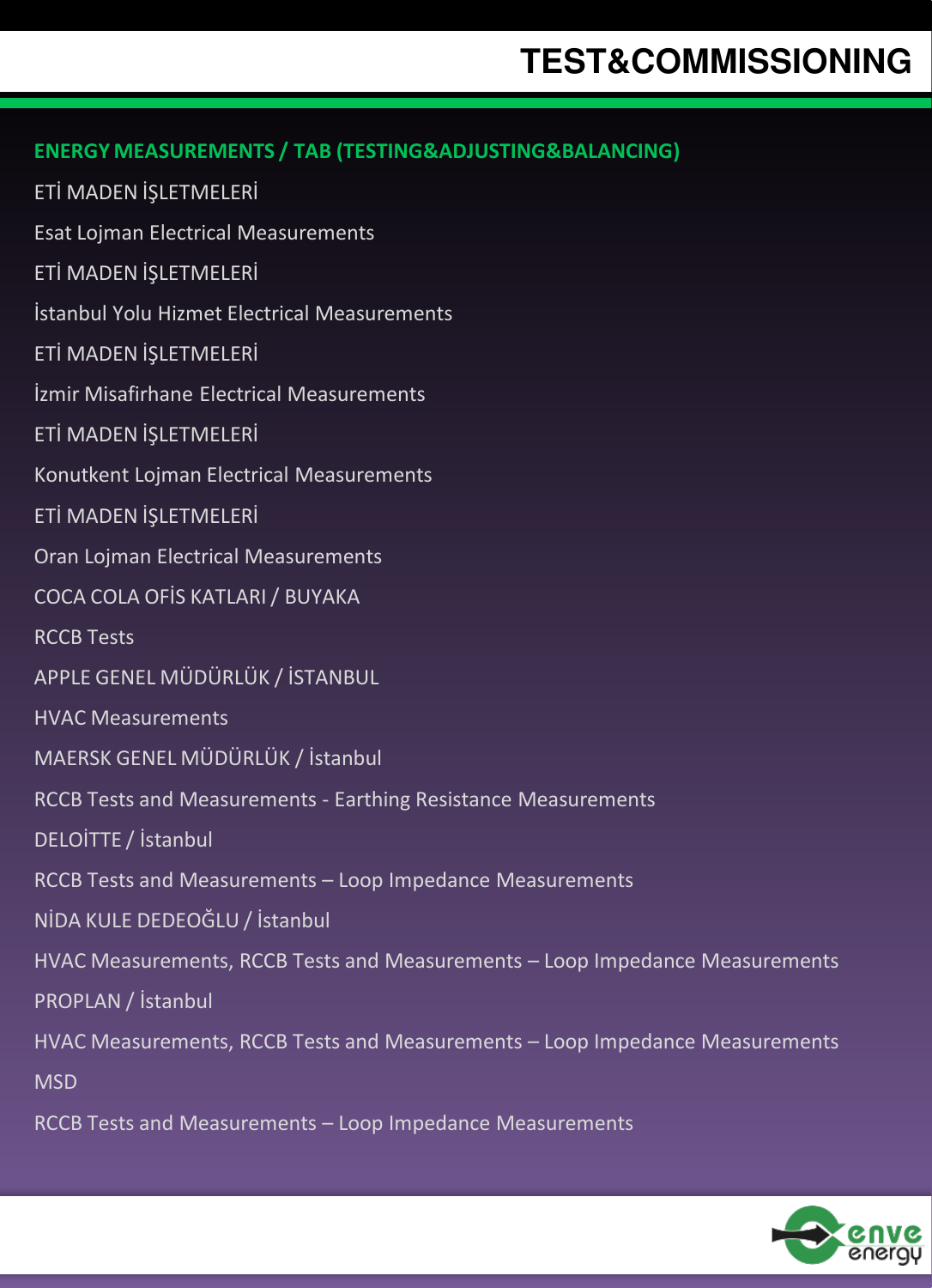# TEST&COMMISSIONING

## ENERGY MEASUREMENTS / TAB (TESTING&ADJUSTING&BALANCING)

ETİ MADEN İŞLETMELERİ

Esat Lojman Electrical Measurements

ETİ MADEN İŞLETMELERİ

İstanbul Yolu Hizmet Electrical Measurements

ETİ MADEN İŞLETMELERİ

İzmir Misafirhane Electrical Measurements

ETİ MADEN İŞLETMELERİ

Konutkent Lojman Electrical Measurements

ETİ MADEN İŞLETMELERİ

Oran Lojman Electrical Measurements

COCA COLA OFİS KATLARI / BUYAKA

RCCB Tests

APPLE GENEL MÜDÜRLÜK / İSTANBUL

HVAC Measurements

MAERSK GENEL MÜDÜRLÜK / İstanbul

RCCB Tests and Measurements - Earthing Resistance Measurements

DELOİTTE / İstanbul

RCCB Tests and Measurements – Loop Impedance Measurements

NİDA KULE DEDEOĞLU / İstanbul

HVAC Measurements, RCCB Tests and Measurements – Loop Impedance Measurements

PROPLAN / İstanbul

HVAC Measurements, RCCB Tests and Measurements – Loop Impedance Measurements

MSD

RCCB Tests and Measurements – Loop Impedance Measurements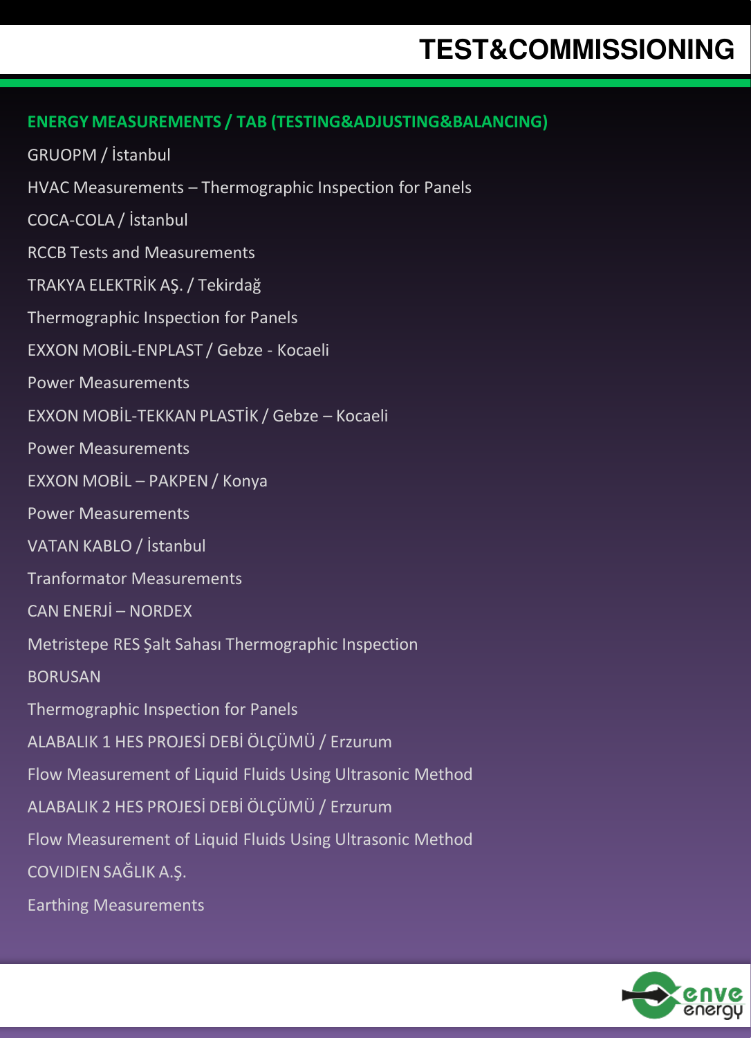# TEST&COMMISSIONING

## ENERGY MEASUREMENTS / TAB (TESTING&ADJUSTING&BALANCING)

GRUOPM / İstanbul

HVAC Measurements – Thermographic Inspection for Panels

COCA-COLA / İstanbul

RCCB Tests and Measurements

TRAKYA ELEKTRİK AŞ. / Tekirdağ

Thermographic Inspection for Panels

EXXON MOBİL-ENPLAST / Gebze - Kocaeli

Power Measurements

EXXON MOBİL-TEKKAN PLASTİK / Gebze – Kocaeli

Power Measurements

EXXON MOBİL – PAKPEN / Konya

Power Measurements

VATAN KABLO / İstanbul

Tranformator Measurements

CAN ENERJİ – NORDEX

Metristepe RES Şalt Sahası Thermographic Inspection

BORUSAN

Thermographic Inspection for Panels

ALABALIK 1 HES PROJESİ DEBİ ÖLÇÜMÜ / Erzurum

Flow Measurement of Liquid Fluids Using Ultrasonic Method

ALABALIK 2 HES PROJESİ DEBİ ÖLÇÜMÜ / Erzurum

Flow Measurement of Liquid Fluids Using Ultrasonic Method

COVIDIEN SAĞLIK A.Ş.

Earthing Measurements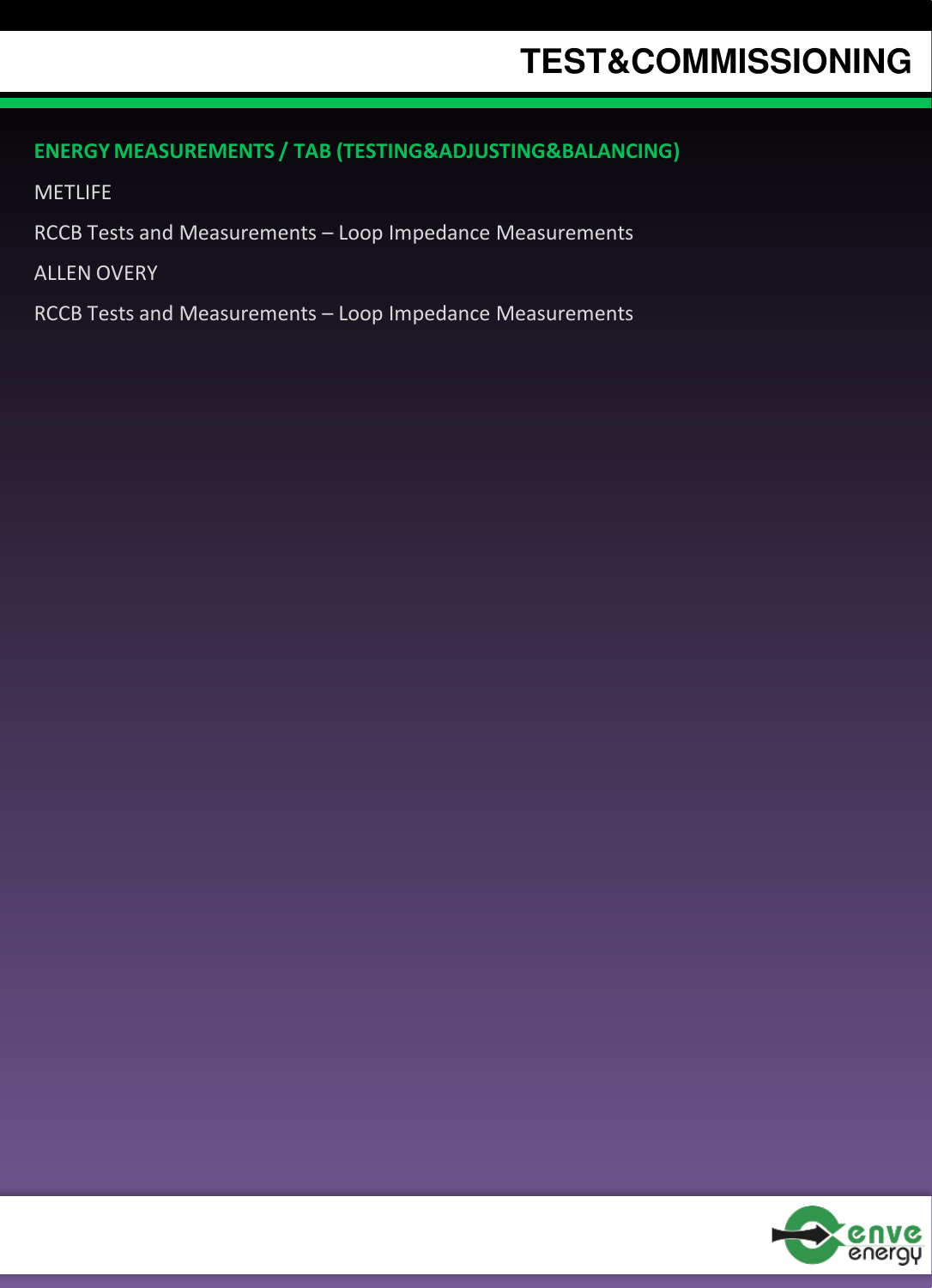## ENERGY MEASUREMENTS / TAB (TESTING&ADJUSTING&BALANCING)

METLIFE

RCCB Tests and Measurements – Loop Impedance Measurements

ALLEN OVERY

RCCB Tests and Measurements – Loop Impedance Measurements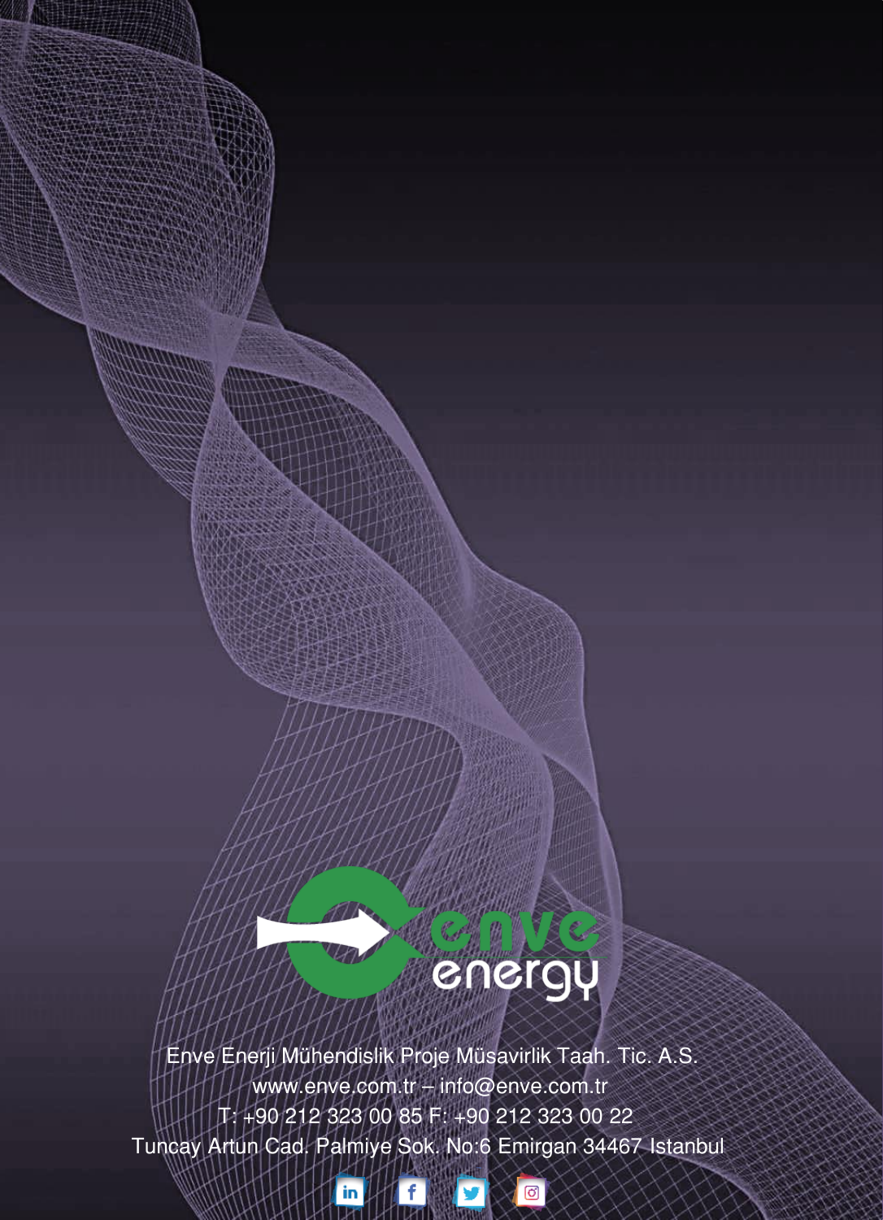enve energy

Enve Enerji Mühendislik Proje Müsavirlik Taah. Tic. A.S.

www.enve.com.tr – info@enve.com.tr

T: +90 212 323 00 85 F: +90 212 323 00 22

Tuncay Artun Cad. Palmiye Sok. No:6 Emirgan 34467 Istanbul